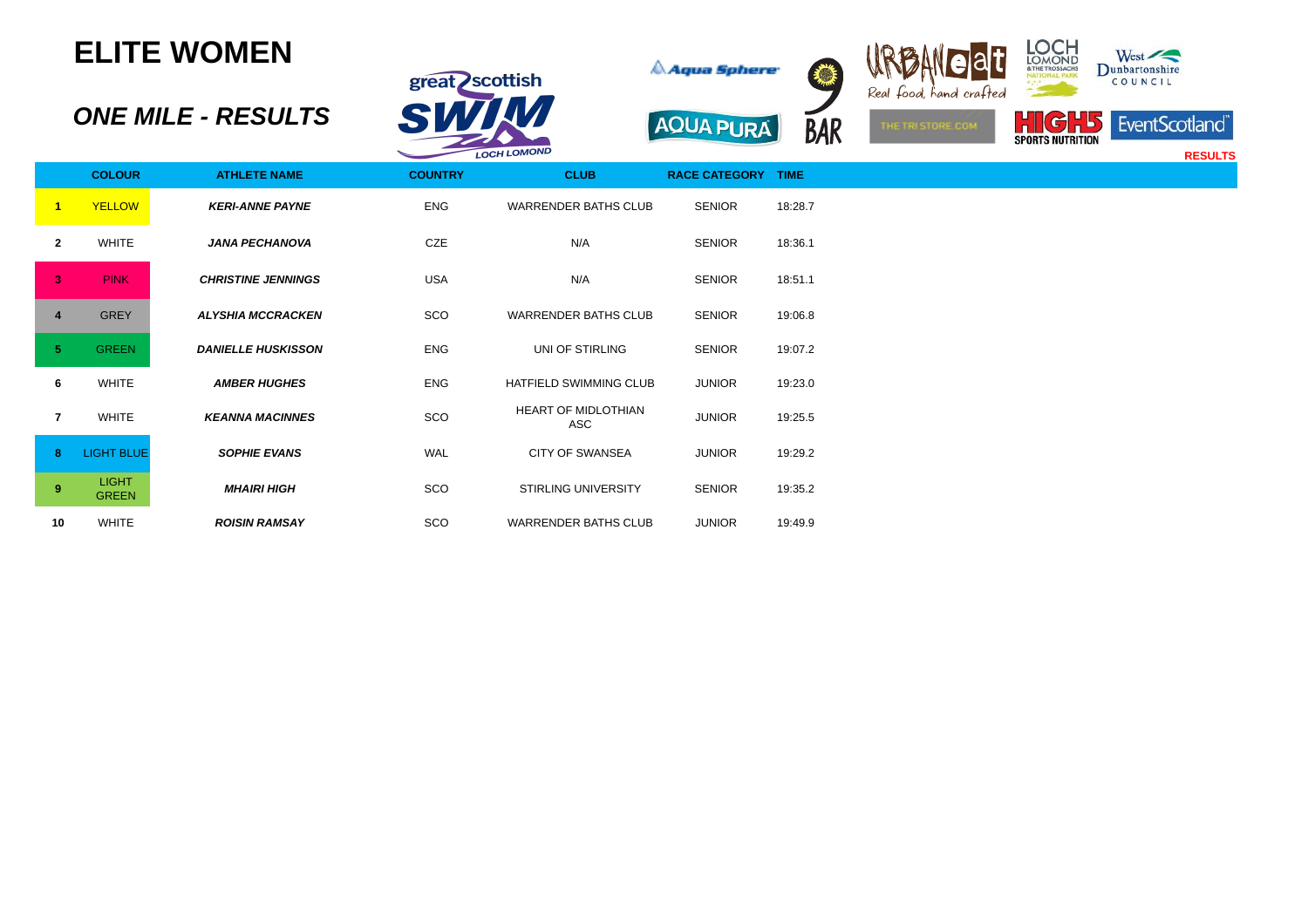# ELITE WOMEN

## *ONE MILE - RESULTS*

RESULTS

| | COLOUR | ATHLETE NAME | COUNTRY | CLUB | RACE CATEGORY | TIME |
|---|---|---|---|---|---|---|
| 1 | YELLOW | ***KERI-ANNE PAYNE*** | ENG | WARRENDER BATHS CLUB | SENIOR | 18:28.7 |
| 2 | WHITE | ***JANA PECHANOVA*** | CZE | N/A | SENIOR | 18:36.1 |
| 3 | PINK | ***CHRISTINE JENNINGS*** | USA | N/A | SENIOR | 18:51.1 |
| 4 | GREY | ***ALYSHIA MCCRACKEN*** | SCO | WARRENDER BATHS CLUB | SENIOR | 19:06.8 |
| 5 | GREEN | ***DANIELLE HUSKISSON*** | ENG | UNI OF STIRLING | SENIOR | 19:07.2 |
| 6 | WHITE | ***AMBER HUGHES*** | ENG | HATFIELD SWIMMING CLUB | JUNIOR | 19:23.0 |
| 7 | WHITE | ***KEANNA MACINNES*** | SCO | HEART OF MIDLOTHIAN ASC | JUNIOR | 19:25.5 |
| 8 | LIGHT BLUE | ***SOPHIE EVANS*** | WAL | CITY OF SWANSEA | JUNIOR | 19:29.2 |
| 9 | LIGHT GREEN | ***MHAIRI HIGH*** | SCO | STIRLING UNIVERSITY | SENIOR | 19:35.2 |
| 10 | WHITE | ***ROISIN RAMSAY*** | SCO | WARRENDER BATHS CLUB | JUNIOR | 19:49.9 |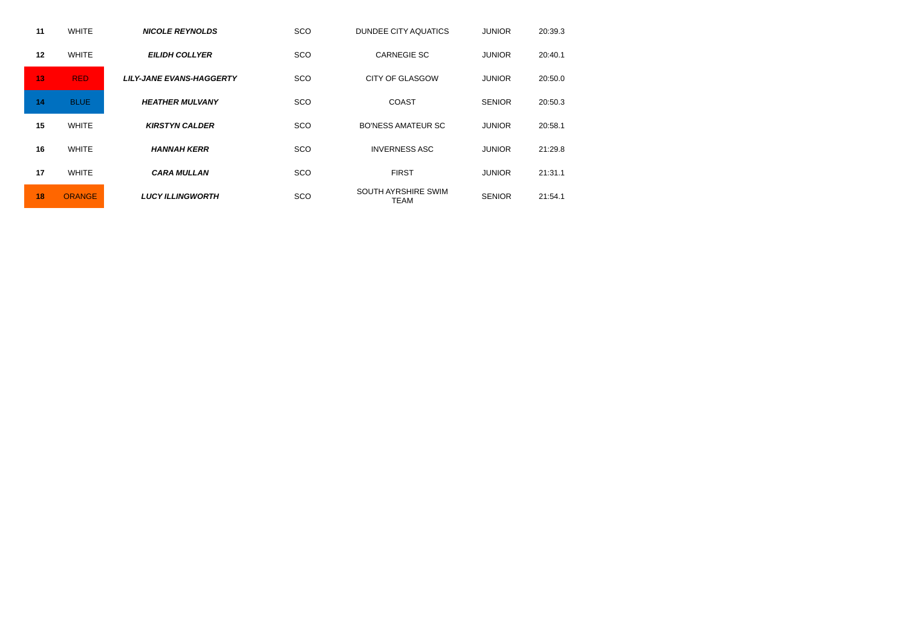| | | | | | | |
|---|---|---|---|---|---|---|
| **11** | WHITE | ***NICOLE REYNOLDS*** | SCO | DUNDEE CITY AQUATICS | JUNIOR | 20:39.3 |
| **12** | WHITE | ***EILIDH COLLYER*** | SCO | CARNEGIE SC | JUNIOR | 20:40.1 |
| **13** | RED | ***LILY-JANE EVANS-HAGGERTY*** | SCO | CITY OF GLASGOW | JUNIOR | 20:50.0 |
| **14** | BLUE | ***HEATHER MULVANY*** | SCO | COAST | SENIOR | 20:50.3 |
| **15** | WHITE | ***KIRSTYN CALDER*** | SCO | BO'NESS AMATEUR SC | JUNIOR | 20:58.1 |
| **16** | WHITE | ***HANNAH KERR*** | SCO | INVERNESS ASC | JUNIOR | 21:29.8 |
| **17** | WHITE | ***CARA MULLAN*** | SCO | FIRST | JUNIOR | 21:31.1 |
| **18** | ORANGE | ***LUCY ILLINGWORTH*** | SCO | SOUTH AYRSHIRE SWIM TEAM | SENIOR | 21:54.1 |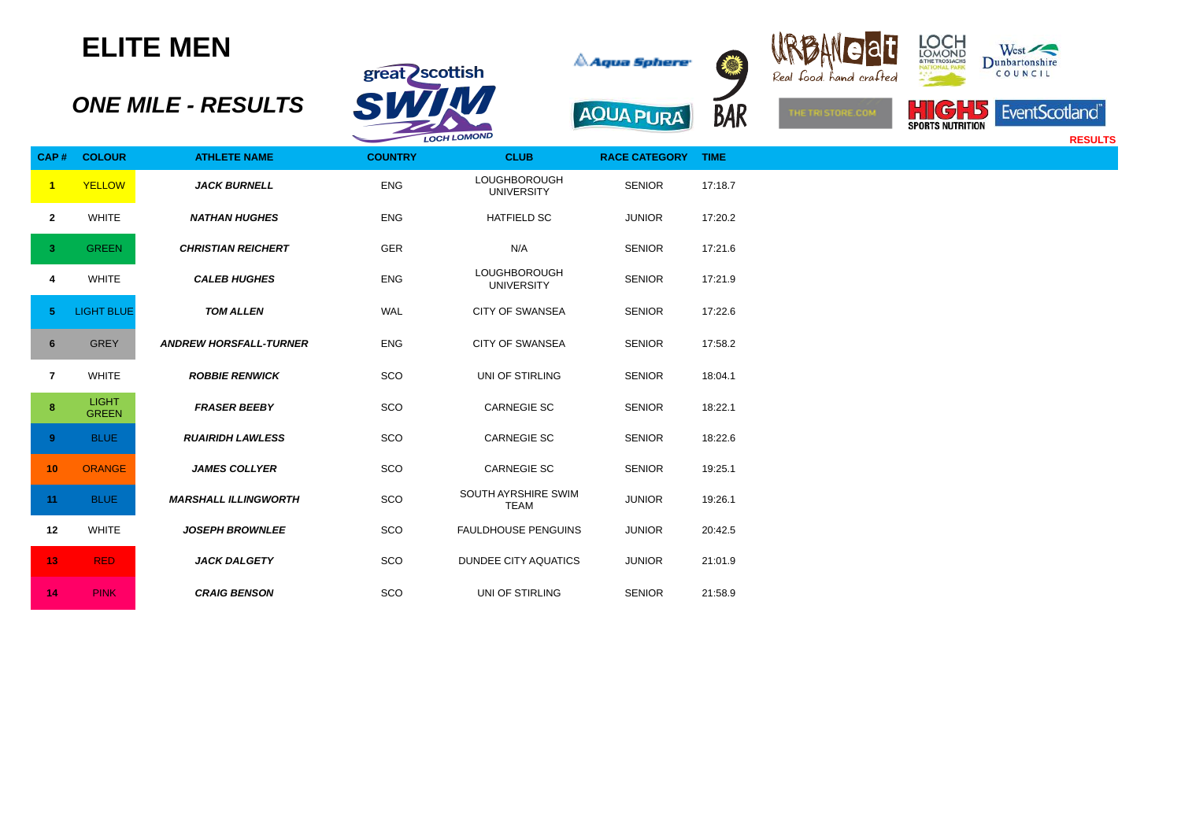# ELITE MEN

## *ONE MILE - RESULTS*

RESULTS

| CAP # | COLOUR | ATHLETE NAME | COUNTRY | CLUB | RACE CATEGORY | TIME |
|---|---|---|---|---|---|---|
| 1 | YELLOW | ***JACK BURNELL*** | ENG | LOUGHBOROUGH UNIVERSITY | SENIOR | 17:18.7 |
| 2 | WHITE | ***NATHAN HUGHES*** | ENG | HATFIELD SC | JUNIOR | 17:20.2 |
| 3 | GREEN | ***CHRISTIAN REICHERT*** | GER | N/A | SENIOR | 17:21.6 |
| 4 | WHITE | ***CALEB HUGHES*** | ENG | LOUGHBOROUGH UNIVERSITY | SENIOR | 17:21.9 |
| 5 | LIGHT BLUE | ***TOM ALLEN*** | WAL | CITY OF SWANSEA | SENIOR | 17:22.6 |
| 6 | GREY | ***ANDREW HORSFALL-TURNER*** | ENG | CITY OF SWANSEA | SENIOR | 17:58.2 |
| 7 | WHITE | ***ROBBIE RENWICK*** | SCO | UNI OF STIRLING | SENIOR | 18:04.1 |
| 8 | LIGHT GREEN | ***FRASER BEEBY*** | SCO | CARNEGIE SC | SENIOR | 18:22.1 |
| 9 | BLUE | ***RUAIRIDH LAWLESS*** | SCO | CARNEGIE SC | SENIOR | 18:22.6 |
| 10 | ORANGE | ***JAMES COLLYER*** | SCO | CARNEGIE SC | SENIOR | 19:25.1 |
| 11 | BLUE | ***MARSHALL ILLINGWORTH*** | SCO | SOUTH AYRSHIRE SWIM TEAM | JUNIOR | 19:26.1 |
| 12 | WHITE | ***JOSEPH BROWNLEE*** | SCO | FAULDHOUSE PENGUINS | JUNIOR | 20:42.5 |
| 13 | RED | ***JACK DALGETY*** | SCO | DUNDEE CITY AQUATICS | JUNIOR | 21:01.9 |
| 14 | PINK | ***CRAIG BENSON*** | SCO | UNI OF STIRLING | SENIOR | 21:58.9 |